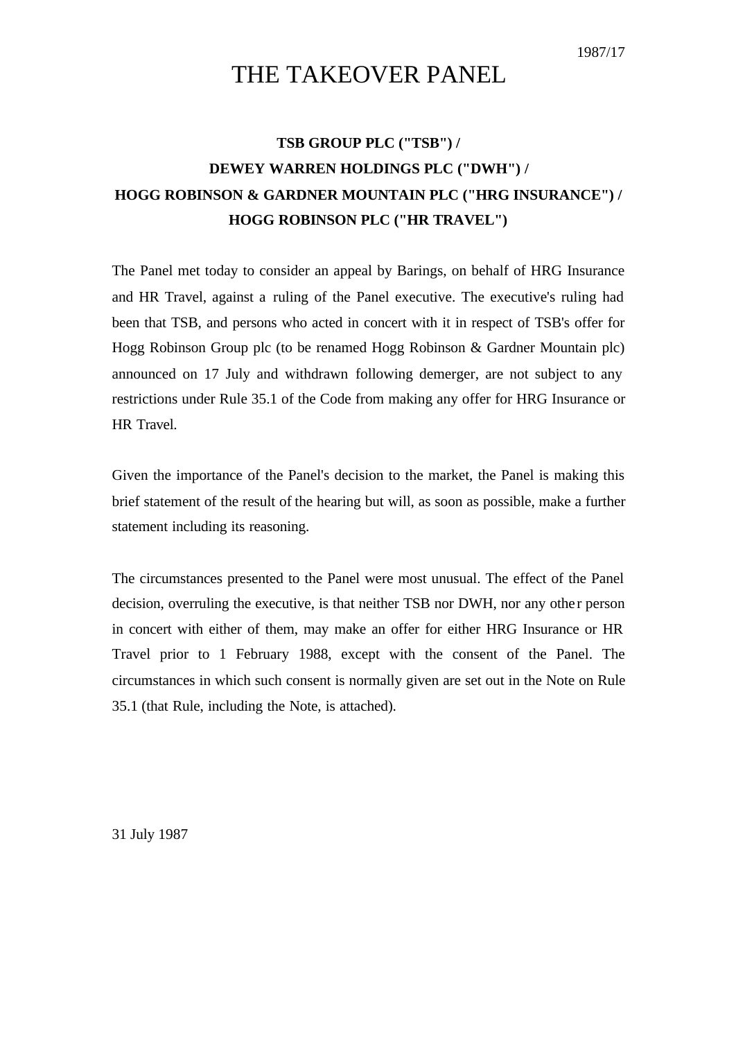1987/17

# THE TAKEOVER PANEL

**TSB GROUP PLC ("TSB") /**
**DEWEY WARREN HOLDINGS PLC ("DWH") /**
**HOGG ROBINSON & GARDNER MOUNTAIN PLC ("HRG INSURANCE") /**
**HOGG ROBINSON PLC ("HR TRAVEL")**

The Panel met today to consider an appeal by Barings, on behalf of HRG Insurance and HR Travel, against a ruling of the Panel executive. The executive's ruling had been that TSB, and persons who acted in concert with it in respect of TSB's offer for Hogg Robinson Group plc (to be renamed Hogg Robinson & Gardner Mountain plc) announced on 17 July and withdrawn following demerger, are not subject to any restrictions under Rule 35.1 of the Code from making any offer for HRG Insurance or HR Travel.

Given the importance of the Panel's decision to the market, the Panel is making this brief statement of the result of the hearing but will, as soon as possible, make a further statement including its reasoning.

The circumstances presented to the Panel were most unusual. The effect of the Panel decision, overruling the executive, is that neither TSB nor DWH, nor any other person in concert with either of them, may make an offer for either HRG Insurance or HR Travel prior to 1 February 1988, except with the consent of the Panel. The circumstances in which such consent is normally given are set out in the Note on Rule 35.1 (that Rule, including the Note, is attached).

31 July 1987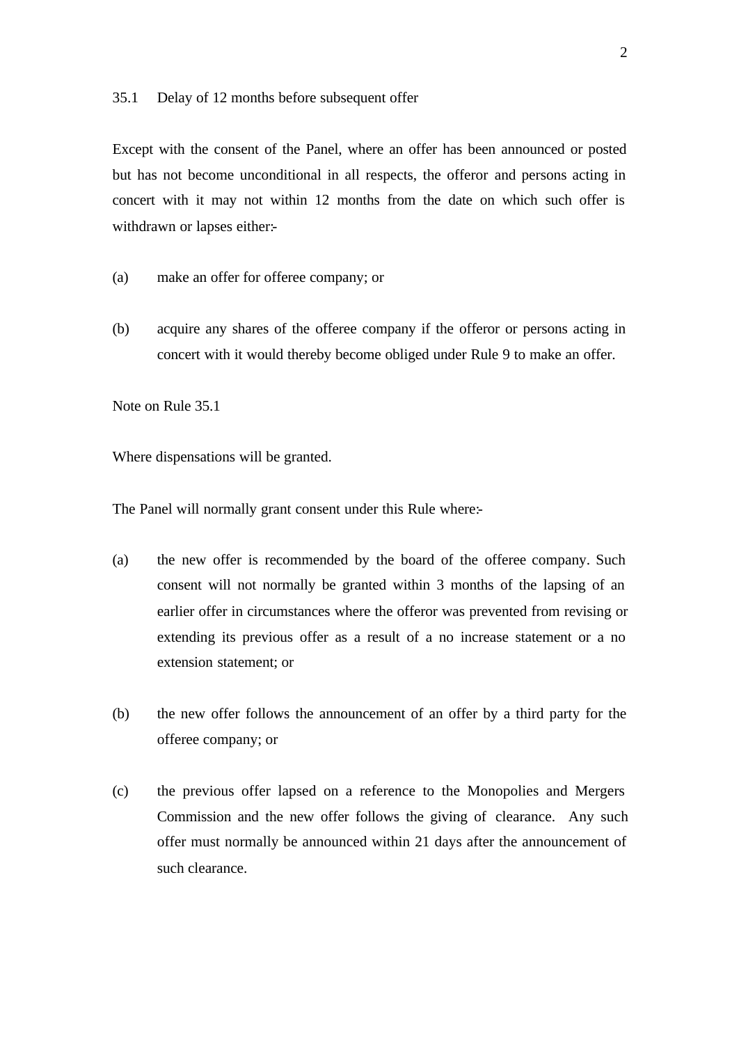### 35.1 Delay of 12 months before subsequent offer

Except with the consent of the Panel, where an offer has been announced or posted but has not become unconditional in all respects, the offeror and persons acting in concert with it may not within 12 months from the date on which such offer is withdrawn or lapses either:-

(a) make an offer for offeree company; or

(b) acquire any shares of the offeree company if the offeror or persons acting in concert with it would thereby become obliged under Rule 9 to make an offer.

Note on Rule 35.1

Where dispensations will be granted.

The Panel will normally grant consent under this Rule where:-

(a) the new offer is recommended by the board of the offeree company. Such consent will not normally be granted within 3 months of the lapsing of an earlier offer in circumstances where the offeror was prevented from revising or extending its previous offer as a result of a no increase statement or a no extension statement; or

(b) the new offer follows the announcement of an offer by a third party for the offeree company; or

(c) the previous offer lapsed on a reference to the Monopolies and Mergers Commission and the new offer follows the giving of clearance. Any such offer must normally be announced within 21 days after the announcement of such clearance.